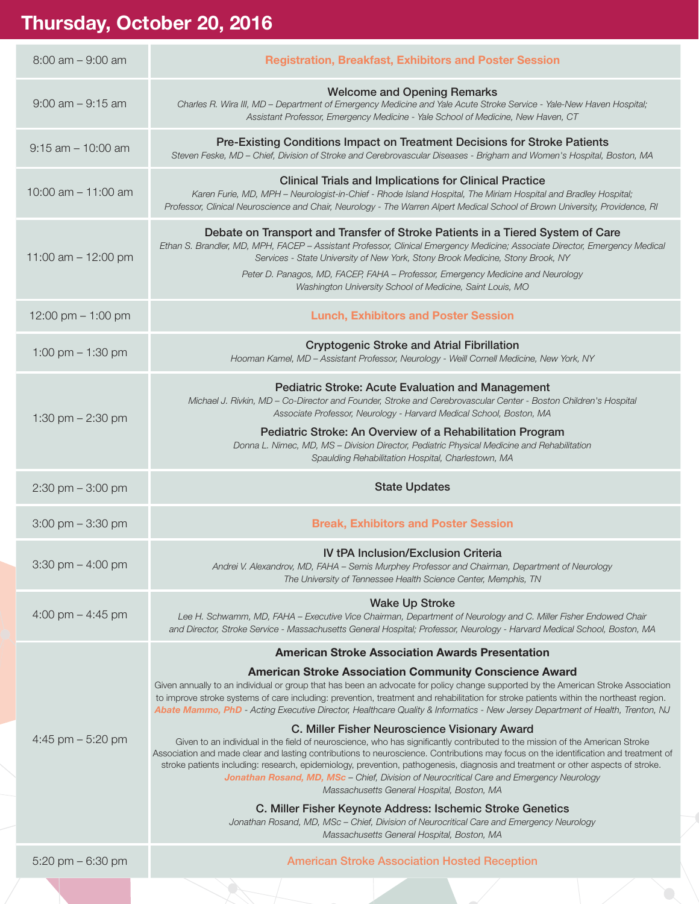# Thursday, October 20, 2016

| Time | Session |
|---|---|
| 8:00 am – 9:00 am | **Registration, Breakfast, Exhibitors and Poster Session** |
| 9:00 am – 9:15 am | **Welcome and Opening Remarks**<br>*Charles R. Wira III, MD – Department of Emergency Medicine and Yale Acute Stroke Service - Yale-New Haven Hospital; Assistant Professor, Emergency Medicine - Yale School of Medicine, New Haven, CT* |
| 9:15 am – 10:00 am | **Pre-Existing Conditions Impact on Treatment Decisions for Stroke Patients**<br>*Steven Feske, MD – Chief, Division of Stroke and Cerebrovascular Diseases - Brigham and Women's Hospital, Boston, MA* |
| 10:00 am – 11:00 am | **Clinical Trials and Implications for Clinical Practice**<br>*Karen Furie, MD, MPH – Neurologist-in-Chief - Rhode Island Hospital, The Miriam Hospital and Bradley Hospital; Professor, Clinical Neuroscience and Chair, Neurology - The Warren Alpert Medical School of Brown University, Providence, RI* |
| 11:00 am – 12:00 pm | **Debate on Transport and Transfer of Stroke Patients in a Tiered System of Care**<br>*Ethan S. Brandler, MD, MPH, FACEP – Assistant Professor, Clinical Emergency Medicine; Associate Director, Emergency Medical Services - State University of New York, Stony Brook Medicine, Stony Brook, NY*<br>*Peter D. Panagos, MD, FACEP, FAHA – Professor, Emergency Medicine and Neurology Washington University School of Medicine, Saint Louis, MO* |
| 12:00 pm – 1:00 pm | **Lunch, Exhibitors and Poster Session** |
| 1:00 pm – 1:30 pm | **Cryptogenic Stroke and Atrial Fibrillation**<br>*Hooman Kamel, MD – Assistant Professor, Neurology - Weill Cornell Medicine, New York, NY* |
| 1:30 pm – 2:30 pm | **Pediatric Stroke: Acute Evaluation and Management**<br>*Michael J. Rivkin, MD – Co-Director and Founder, Stroke and Cerebrovascular Center - Boston Children's Hospital Associate Professor, Neurology - Harvard Medical School, Boston, MA*<br>**Pediatric Stroke: An Overview of a Rehabilitation Program**<br>*Donna L. Nimec, MD, MS – Division Director, Pediatric Physical Medicine and Rehabilitation Spaulding Rehabilitation Hospital, Charlestown, MA* |
| 2:30 pm – 3:00 pm | **State Updates** |
| 3:00 pm – 3:30 pm | **Break, Exhibitors and Poster Session** |
| 3:30 pm – 4:00 pm | **IV tPA Inclusion/Exclusion Criteria**<br>*Andrei V. Alexandrov, MD, FAHA – Semis Murphey Professor and Chairman, Department of Neurology The University of Tennessee Health Science Center, Memphis, TN* |
| 4:00 pm – 4:45 pm | **Wake Up Stroke**<br>*Lee H. Schwamm, MD, FAHA – Executive Vice Chairman, Department of Neurology and C. Miller Fisher Endowed Chair and Director, Stroke Service - Massachusetts General Hospital; Professor, Neurology - Harvard Medical School, Boston, MA* |
| 4:45 pm – 5:20 pm | **American Stroke Association Awards Presentation**<br>**American Stroke Association Community Conscience Award**<br>Given annually to an individual or group that has been an advocate for policy change supported by the American Stroke Association to improve stroke systems of care including: prevention, treatment and rehabilitation for stroke patients within the northeast region.<br>***Abate Mammo, PhD*** *- Acting Executive Director, Healthcare Quality & Informatics - New Jersey Department of Health, Trenton, NJ*<br>**C. Miller Fisher Neuroscience Visionary Award**<br>Given to an individual in the field of neuroscience, who has significantly contributed to the mission of the American Stroke Association and made clear and lasting contributions to neuroscience. Contributions may focus on the identification and treatment of stroke patients including: research, epidemiology, prevention, pathogenesis, diagnosis and treatment or other aspects of stroke.<br>***Jonathan Rosand, MD, MSc*** *– Chief, Division of Neurocritical Care and Emergency Neurology Massachusetts General Hospital, Boston, MA*<br>**C. Miller Fisher Keynote Address: Ischemic Stroke Genetics**<br>*Jonathan Rosand, MD, MSc – Chief, Division of Neurocritical Care and Emergency Neurology Massachusetts General Hospital, Boston, MA* |
| 5:20 pm – 6:30 pm | **American Stroke Association Hosted Reception** |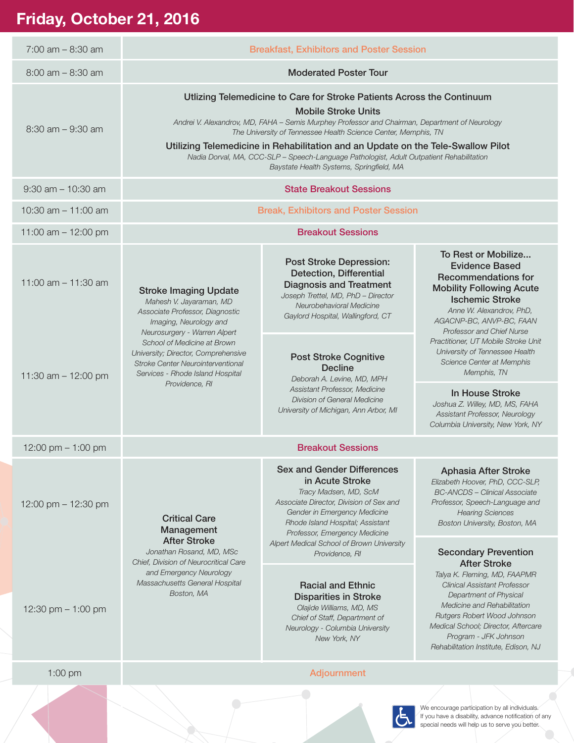# Friday, October 21, 2016

| | |
|---|---|
| 7:00 am – 8:30 am | Breakfast, Exhibitors and Poster Session |
| 8:00 am – 8:30 am | Moderated Poster Tour |
| 8:30 am – 9:30 am | **Utlizing Telemedicine to Care for Stroke Patients Across the Continuum**<br>**Mobile Stroke Units**<br>*Andrei V. Alexandrov, MD, FAHA – Semis Murphey Professor and Chairman, Department of Neurology The University of Tennessee Health Science Center, Memphis, TN*<br>**Utilizing Telemedicine in Rehabilitation and an Update on the Tele-Swallow Pilot**<br>*Nadia Dorval, MA, CCC-SLP – Speech-Language Pathologist, Adult Outpatient Rehabilitation Baystate Health Systems, Springfield, MA* |
| 9:30 am – 10:30 am | State Breakout Sessions |
| 10:30 am – 11:00 am | Break, Exhibitors and Poster Session |
| 11:00 am – 12:00 pm | Breakout Sessions |

| | | | |
|---|---|---|---|
| 11:00 am – 11:30 am | **Stroke Imaging Update**<br>*Mahesh V. Jayaraman, MD Associate Professor, Diagnostic Imaging, Neurology and Neurosurgery - Warren Alpert School of Medicine at Brown University; Director, Comprehensive Stroke Center Neurointerventional Services - Rhode Island Hospital Providence, RI* | **Post Stroke Depression: Detection, Differential Diagnosis and Treatment**<br>*Joseph Trettel, MD, PhD – Director Neurobehavioral Medicine Gaylord Hospital, Wallingford, CT* | **To Rest or Mobilize... Evidence Based Recommendations for Mobility Following Acute Ischemic Stroke**<br>*Anne W. Alexandrov, PhD, AGACNP-BC, ANVP-BC, FAAN Professor and Chief Nurse Practitioner, UT Mobile Stroke Unit University of Tennessee Health Science Center at Memphis Memphis, TN* |
| 11:30 am – 12:00 pm | | **Post Stroke Cognitive Decline**<br>*Deborah A. Levine, MD, MPH Assistant Professor, Medicine Division of General Medicine University of Michigan, Ann Arbor, MI* | **In House Stroke**<br>*Joshua Z. Willey, MD, MS, FAHA Assistant Professor, Neurology Columbia University, New York, NY* |

| | |
|---|---|
| 12:00 pm – 1:00 pm | Breakout Sessions |

| | | | |
|---|---|---|---|
| 12:00 pm – 12:30 pm | **Critical Care Management After Stroke**<br>*Jonathan Rosand, MD, MSc Chief, Division of Neurocritical Care and Emergency Neurology Massachusetts General Hospital Boston, MA* | **Sex and Gender Differences in Acute Stroke**<br>*Tracy Madsen, MD, ScM Associate Director, Division of Sex and Gender in Emergency Medicine Rhode Island Hospital; Assistant Professor, Emergency Medicine Alpert Medical School of Brown University Providence, RI* | **Aphasia After Stroke**<br>*Elizabeth Hoover, PhD, CCC-SLP, BC-ANCDS – Clinical Associate Professor, Speech-Language and Hearing Sciences Boston University, Boston, MA* |
| 12:30 pm – 1:00 pm | | **Racial and Ethnic Disparities in Stroke**<br>*Olajide Williams, MD, MS Chief of Staff, Department of Neurology - Columbia University New York, NY* | **Secondary Prevention After Stroke**<br>*Talya K. Fleming, MD, FAAPMR Clinical Assistant Professor Department of Physical Medicine and Rehabilitation Rutgers Robert Wood Johnson Medical School; Director, Aftercare Program - JFK Johnson Rehabilitation Institute, Edison, NJ* |

| | |
|---|---|
| 1:00 pm | Adjournment |

We encourage participation by all individuals. If you have a disability, advance notification of any special needs will help us to serve you better.